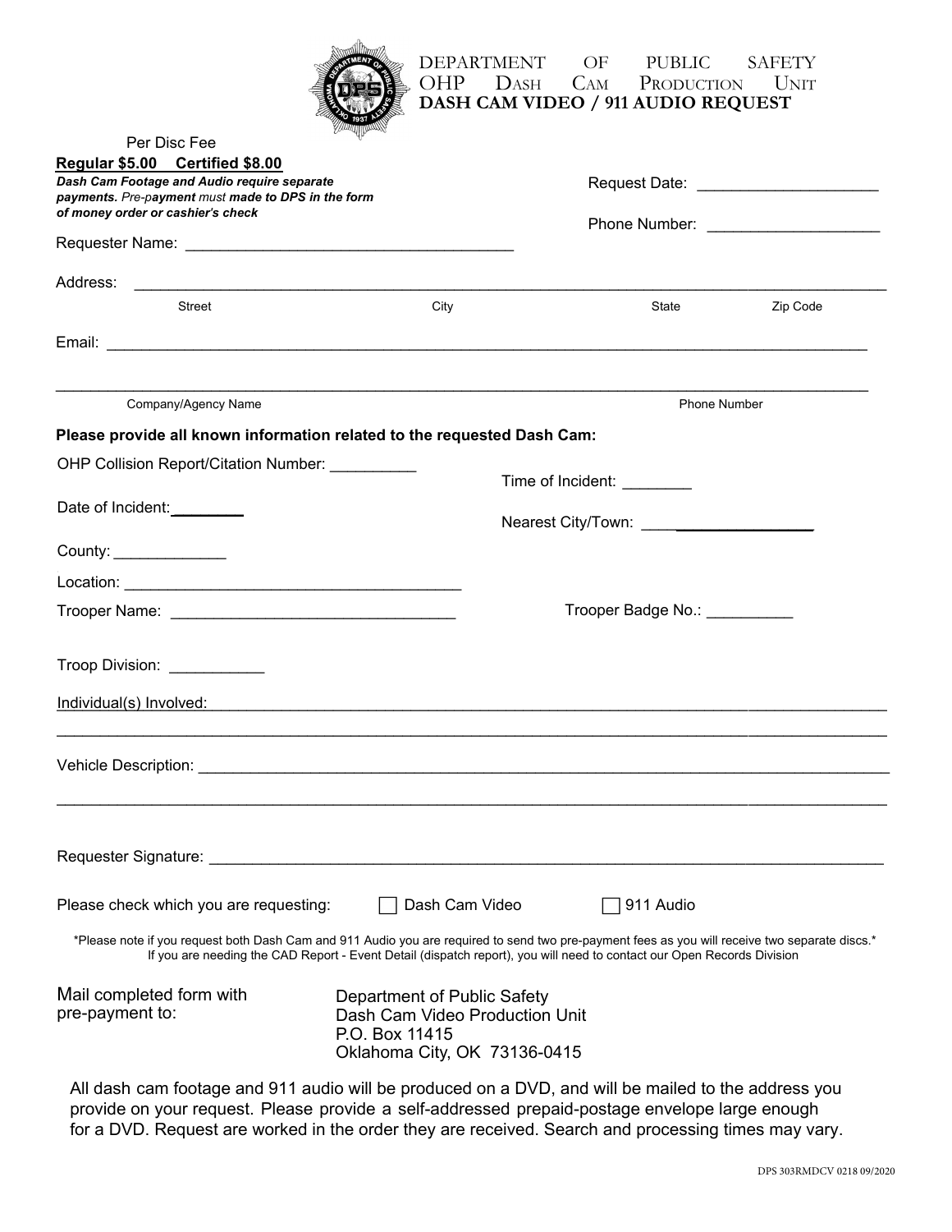# DEPARTMENT OF PUBLIC SAFETY
## OHP DASH CAM PRODUCTION UNIT
## DASH CAM VIDEO / 911 AUDIO REQUEST

Per Disc Fee

**Regular $5.00 Certified $8.00**

***Dash Cam Footage and Audio require separate payments.** Pre-payment must **made to DPS in the form of money order or cashier's check***

Request Date: ____________________

Phone Number: ____________________

Requester Name: ______________________________________

Address: ________________________________________________________________________________

Street City State Zip Code

Email: ________________________________________________________________________________

________________________________________________________________________________

Company/Agency Name Phone Number

**Please provide all known information related to the requested Dash Cam:**

OHP Collision Report/Citation Number: __________

Time of Incident: ________

Date of Incident: ________

Nearest City/Town: ____________________

County: _____________

Location: ________________________________________

Trooper Name: _________________________________

Trooper Badge No.: __________

Troop Division: ___________

Individual(s) Involved: ________________________________________________________________

________________________________________________________________________________

Vehicle Description: ________________________________________________________________

________________________________________________________________________________

Requester Signature: ________________________________________________________________

Please check which you are requesting: ☐ Dash Cam Video ☐ 911 Audio

*Please note if you request both Dash Cam and 911 Audio you are required to send two pre-payment fees as you will receive two separate discs.*
If you are needing the CAD Report - Event Detail (dispatch report), you will need to contact our Open Records Division

Mail completed form with pre-payment to:

Department of Public Safety
Dash Cam Video Production Unit
P.O. Box 11415
Oklahoma City, OK 73136-0415

All dash cam footage and 911 audio will be produced on a DVD, and will be mailed to the address you provide on your request. Please provide a self-addressed prepaid-postage envelope large enough for a DVD. Request are worked in the order they are received. Search and processing times may vary.

DPS 303RMDCV 0218 09/2020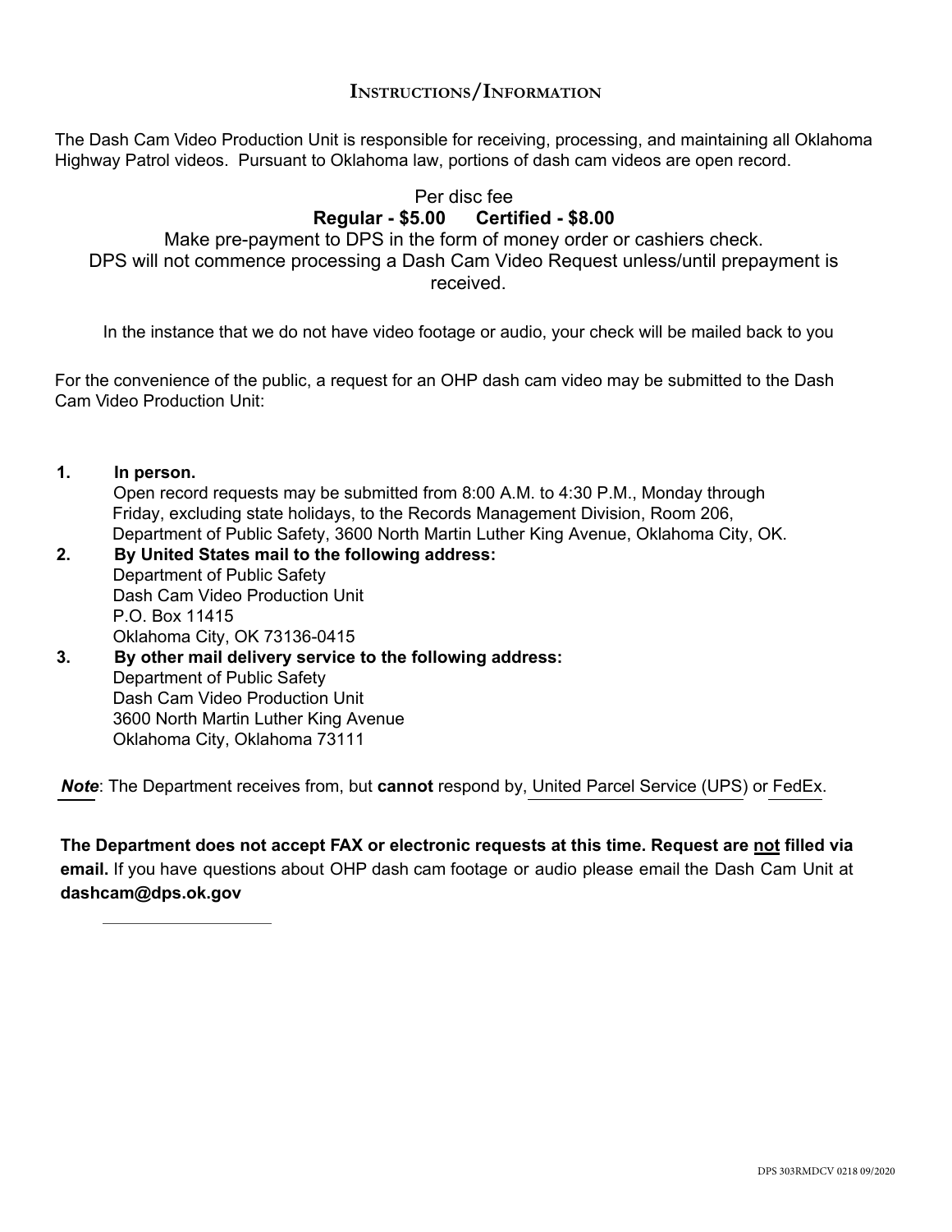# Instructions/Information

The Dash Cam Video Production Unit is responsible for receiving, processing, and maintaining all Oklahoma Highway Patrol videos. Pursuant to Oklahoma law, portions of dash cam videos are open record.

Per disc fee

**Regular - $5.00 Certified - $8.00**

Make pre-payment to DPS in the form of money order or cashiers check.
DPS will not commence processing a Dash Cam Video Request unless/until prepayment is received.

In the instance that we do not have video footage or audio, your check will be mailed back to you

For the convenience of the public, a request for an OHP dash cam video may be submitted to the Dash Cam Video Production Unit:

1. **In person.**
   Open record requests may be submitted from 8:00 A.M. to 4:30 P.M., Monday through Friday, excluding state holidays, to the Records Management Division, Room 206, Department of Public Safety, 3600 North Martin Luther King Avenue, Oklahoma City, OK.
2. **By United States mail to the following address:**
   Department of Public Safety
   Dash Cam Video Production Unit
   P.O. Box 11415
   Oklahoma City, OK 73136-0415
3. **By other mail delivery service to the following address:**
   Department of Public Safety
   Dash Cam Video Production Unit
   3600 North Martin Luther King Avenue
   Oklahoma City, Oklahoma 73111

***Note***: The Department receives from, but **cannot** respond by, United Parcel Service (UPS) or FedEx.

**The Department does not accept FAX or electronic requests at this time. Request are not filled via email.** If you have questions about OHP dash cam footage or audio please email the Dash Cam Unit at **dashcam@dps.ok.gov**

DPS 303RMDCV 0218 09/2020